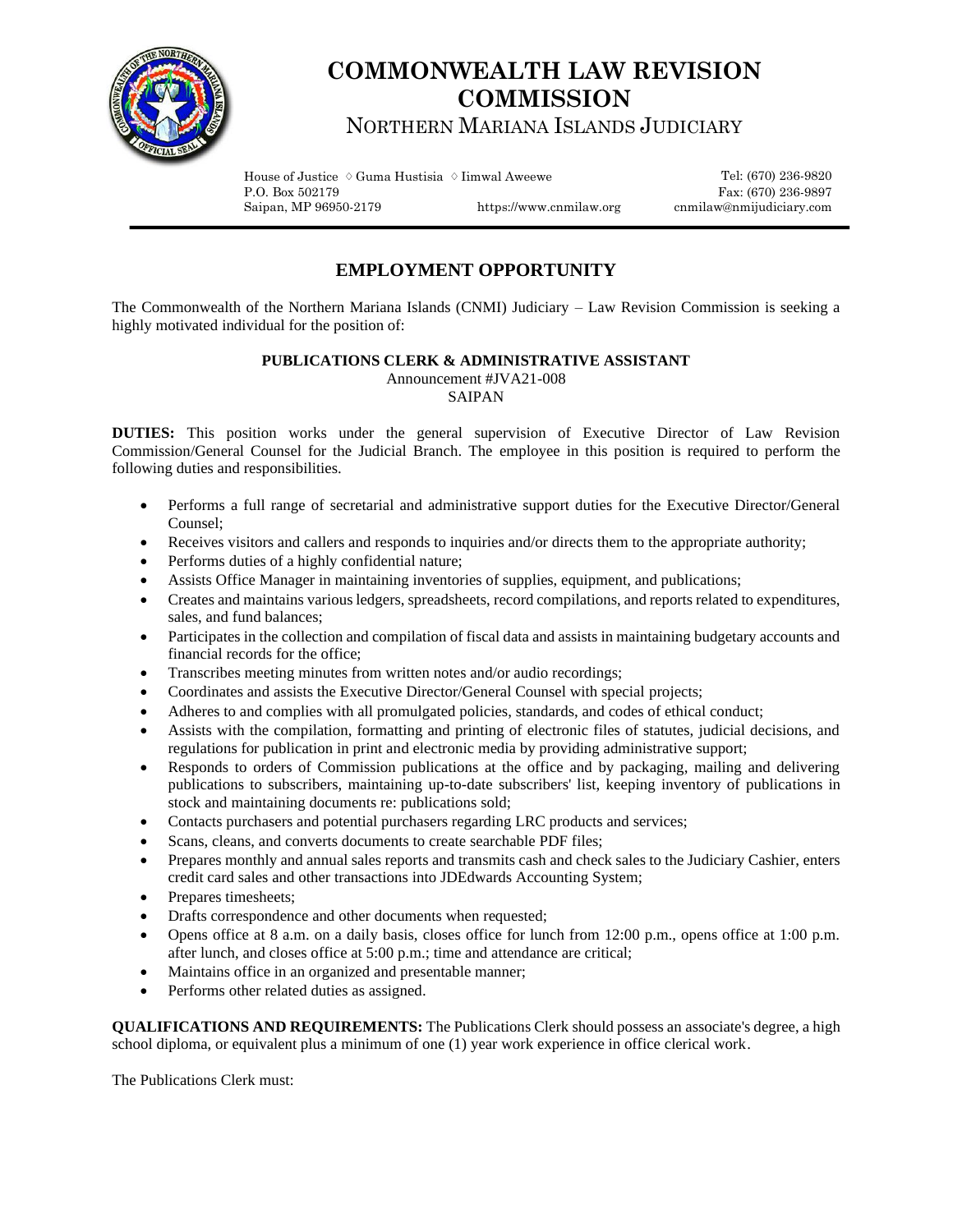# COMMONWEALTH LAW REVISION COMMISSION

NORTHERN MARIANA ISLANDS JUDICIARY

House of Justice ◇ Guma Hustisia ◇ Iimwal Aweewe
P.O. Box 502179
Saipan, MP 96950-2179

https://www.cnmilaw.org

Tel: (670) 236-9820
Fax: (670) 236-9897
cnmilaw@nmijudiciary.com

## EMPLOYMENT OPPORTUNITY

The Commonwealth of the Northern Mariana Islands (CNMI) Judiciary – Law Revision Commission is seeking a highly motivated individual for the position of:

**PUBLICATIONS CLERK & ADMINISTRATIVE ASSISTANT**
Announcement #JVA21-008
SAIPAN

**DUTIES:** This position works under the general supervision of Executive Director of Law Revision Commission/General Counsel for the Judicial Branch. The employee in this position is required to perform the following duties and responsibilities.

- Performs a full range of secretarial and administrative support duties for the Executive Director/General Counsel;
- Receives visitors and callers and responds to inquiries and/or directs them to the appropriate authority;
- Performs duties of a highly confidential nature;
- Assists Office Manager in maintaining inventories of supplies, equipment, and publications;
- Creates and maintains various ledgers, spreadsheets, record compilations, and reports related to expenditures, sales, and fund balances;
- Participates in the collection and compilation of fiscal data and assists in maintaining budgetary accounts and financial records for the office;
- Transcribes meeting minutes from written notes and/or audio recordings;
- Coordinates and assists the Executive Director/General Counsel with special projects;
- Adheres to and complies with all promulgated policies, standards, and codes of ethical conduct;
- Assists with the compilation, formatting and printing of electronic files of statutes, judicial decisions, and regulations for publication in print and electronic media by providing administrative support;
- Responds to orders of Commission publications at the office and by packaging, mailing and delivering publications to subscribers, maintaining up-to-date subscribers' list, keeping inventory of publications in stock and maintaining documents re: publications sold;
- Contacts purchasers and potential purchasers regarding LRC products and services;
- Scans, cleans, and converts documents to create searchable PDF files;
- Prepares monthly and annual sales reports and transmits cash and check sales to the Judiciary Cashier, enters credit card sales and other transactions into JDEdwards Accounting System;
- Prepares timesheets;
- Drafts correspondence and other documents when requested;
- Opens office at 8 a.m. on a daily basis, closes office for lunch from 12:00 p.m., opens office at 1:00 p.m. after lunch, and closes office at 5:00 p.m.; time and attendance are critical;
- Maintains office in an organized and presentable manner;
- Performs other related duties as assigned.

**QUALIFICATIONS AND REQUIREMENTS:** The Publications Clerk should possess an associate's degree, a high school diploma, or equivalent plus a minimum of one (1) year work experience in office clerical work.

The Publications Clerk must: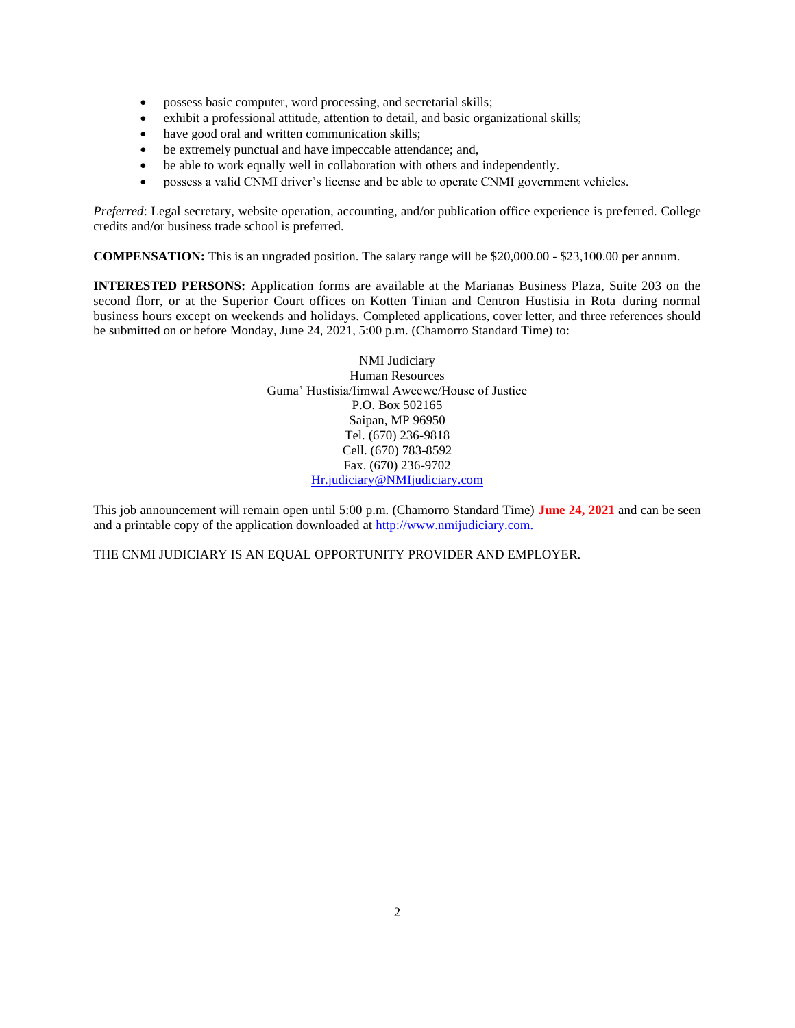- possess basic computer, word processing, and secretarial skills;
- exhibit a professional attitude, attention to detail, and basic organizational skills;
- have good oral and written communication skills;
- be extremely punctual and have impeccable attendance; and,
- be able to work equally well in collaboration with others and independently.
- possess a valid CNMI driver's license and be able to operate CNMI government vehicles.

*Preferred*: Legal secretary, website operation, accounting, and/or publication office experience is preferred. College credits and/or business trade school is preferred.

**COMPENSATION:** This is an ungraded position. The salary range will be $20,000.00 - $23,100.00 per annum.

**INTERESTED PERSONS:** Application forms are available at the Marianas Business Plaza, Suite 203 on the second florr, or at the Superior Court offices on Kotten Tinian and Centron Hustisia in Rota during normal business hours except on weekends and holidays. Completed applications, cover letter, and three references should be submitted on or before Monday, June 24, 2021, 5:00 p.m. (Chamorro Standard Time) to:

NMI Judiciary
Human Resources
Guma' Hustisia/Iimwal Aweewe/House of Justice
P.O. Box 502165
Saipan, MP 96950
Tel. (670) 236-9818
Cell. (670) 783-8592
Fax. (670) 236-9702
Hr.judiciary@NMIjudiciary.com

This job announcement will remain open until 5:00 p.m. (Chamorro Standard Time) **June 24, 2021** and can be seen and a printable copy of the application downloaded at http://www.nmijudiciary.com.

THE CNMI JUDICIARY IS AN EQUAL OPPORTUNITY PROVIDER AND EMPLOYER.